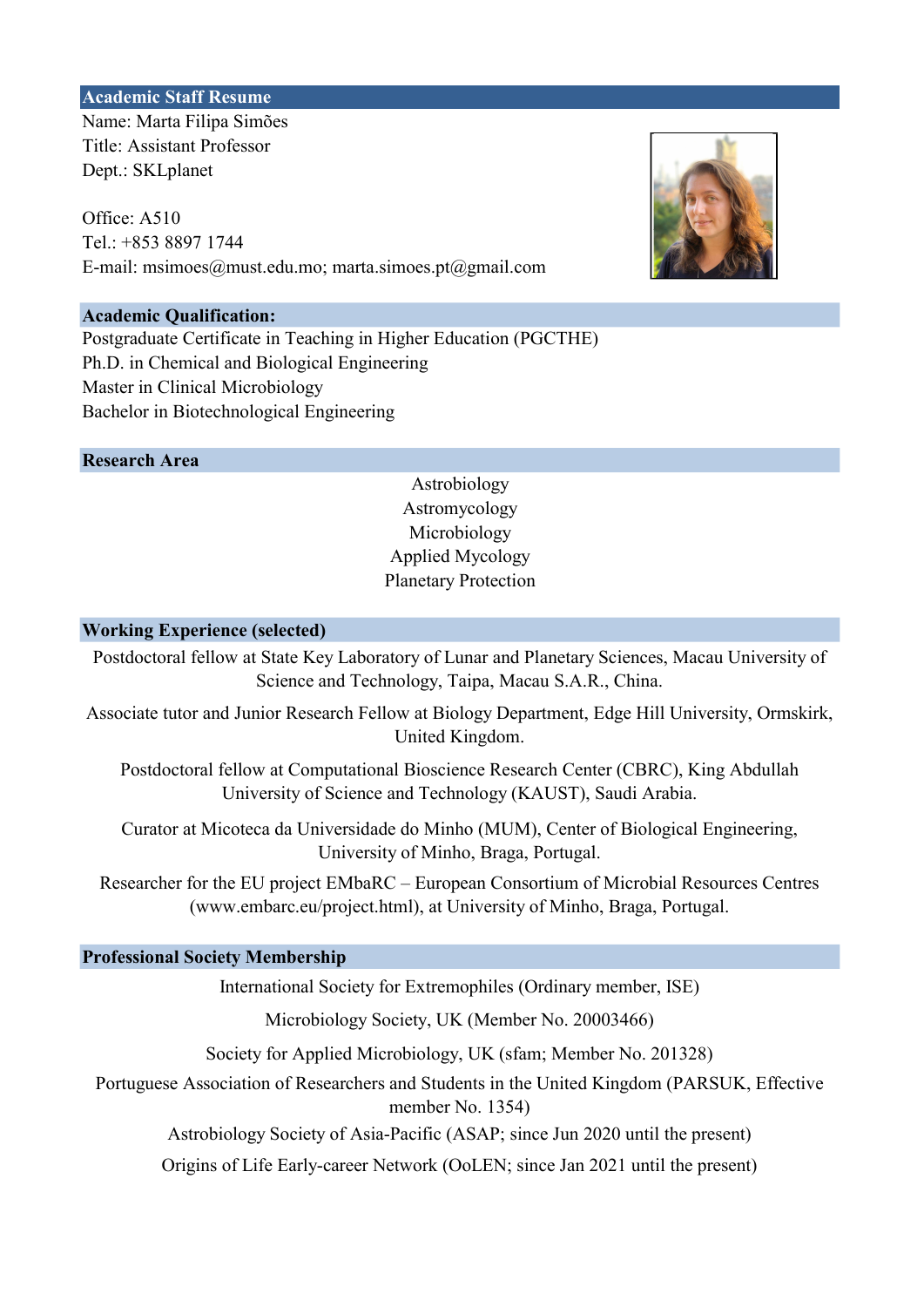## Academic Staff Resume

Name: Marta Filipa Simões

Title: Assistant Professor

Dept.: SKLplanet

Office: A510

Tel.: +853 8897 1744

E-mail: msimoes@must.edu.mo; marta.simoes.pt@gmail.com

## Academic Qualification:

Postgraduate Certificate in Teaching in Higher Education (PGCTHE)

Ph.D. in Chemical and Biological Engineering

Master in Clinical Microbiology

Bachelor in Biotechnological Engineering

## Research Area

Astrobiology

Astromycology

Microbiology

Applied Mycology

Planetary Protection

## Working Experience (selected)

Postdoctoral fellow at State Key Laboratory of Lunar and Planetary Sciences, Macau University of Science and Technology, Taipa, Macau S.A.R., China.

Associate tutor and Junior Research Fellow at Biology Department, Edge Hill University, Ormskirk, United Kingdom.

Postdoctoral fellow at Computational Bioscience Research Center (CBRC), King Abdullah University of Science and Technology (KAUST), Saudi Arabia.

Curator at Micoteca da Universidade do Minho (MUM), Center of Biological Engineering, University of Minho, Braga, Portugal.

Researcher for the EU project EMbaRC – European Consortium of Microbial Resources Centres (www.embarc.eu/project.html), at University of Minho, Braga, Portugal.

## Professional Society Membership

International Society for Extremophiles (Ordinary member, ISE)

Microbiology Society, UK (Member No. 20003466)

Society for Applied Microbiology, UK (sfam; Member No. 201328)

Portuguese Association of Researchers and Students in the United Kingdom (PARSUK, Effective member No. 1354)

Astrobiology Society of Asia-Pacific (ASAP; since Jun 2020 until the present)

Origins of Life Early-career Network (OoLEN; since Jan 2021 until the present)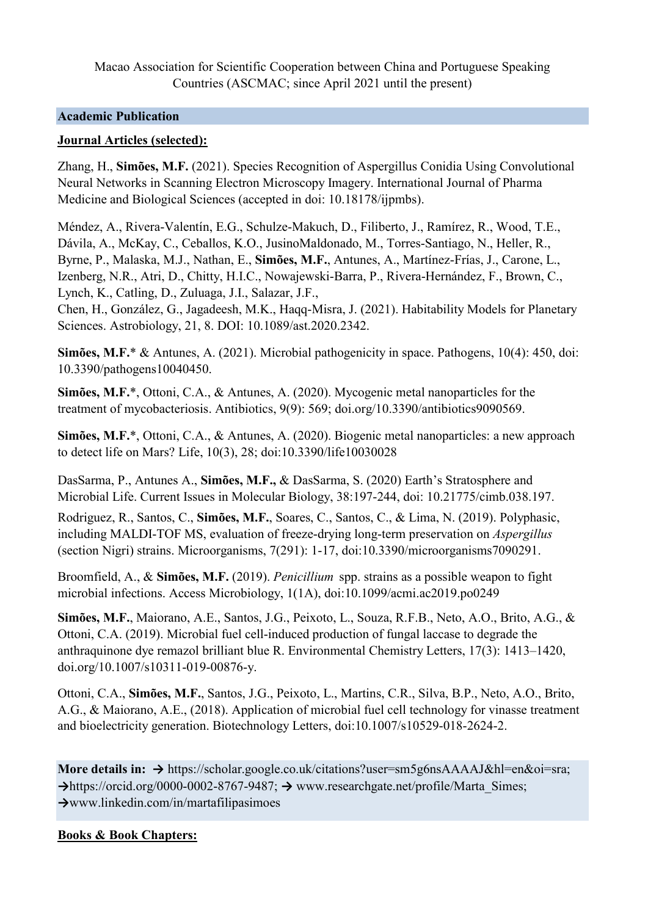Macao Association for Scientific Cooperation between China and Portuguese Speaking Countries (ASCMAC; since April 2021 until the present)

## Academic Publication

**Journal Articles (selected):**

Zhang, H., **Simões, M.F.** (2021). Species Recognition of Aspergillus Conidia Using Convolutional Neural Networks in Scanning Electron Microscopy Imagery. International Journal of Pharma Medicine and Biological Sciences (accepted in doi: 10.18178/ijpmbs).

Méndez, A., Rivera-Valentín, E.G., Schulze-Makuch, D., Filiberto, J., Ramírez, R., Wood, T.E., Dávila, A., McKay, C., Ceballos, K.O., JusinoMaldonado, M., Torres-Santiago, N., Heller, R., Byrne, P., Malaska, M.J., Nathan, E., **Simões, M.F.**, Antunes, A., Martínez-Frías, J., Carone, L., Izenberg, N.R., Atri, D., Chitty, H.I.C., Nowajewski-Barra, P., Rivera-Hernández, F., Brown, C., Lynch, K., Catling, D., Zuluaga, J.I., Salazar, J.F., Chen, H., González, G., Jagadeesh, M.K., Haqq-Misra, J. (2021). Habitability Models for Planetary Sciences. Astrobiology, 21, 8. DOI: 10.1089/ast.2020.2342.

**Simões, M.F.*** & Antunes, A. (2021). Microbial pathogenicity in space. Pathogens, 10(4): 450, doi: 10.3390/pathogens10040450.

**Simões, M.F.***, Ottoni, C.A., & Antunes, A. (2020). Mycogenic metal nanoparticles for the treatment of mycobacteriosis. Antibiotics, 9(9): 569; doi.org/10.3390/antibiotics9090569.

**Simões, M.F.***, Ottoni, C.A., & Antunes, A. (2020). Biogenic metal nanoparticles: a new approach to detect life on Mars? Life, 10(3), 28; doi:10.3390/life10030028

DasSarma, P., Antunes A., **Simões, M.F.,** & DasSarma, S. (2020) Earth's Stratosphere and Microbial Life. Current Issues in Molecular Biology, 38:197-244, doi: 10.21775/cimb.038.197.

Rodriguez, R., Santos, C., **Simões, M.F.**, Soares, C., Santos, C., & Lima, N. (2019). Polyphasic, including MALDI-TOF MS, evaluation of freeze-drying long-term preservation on *Aspergillus* (section Nigri) strains. Microorganisms, 7(291): 1-17, doi:10.3390/microorganisms7090291.

Broomfield, A., & **Simões, M.F.** (2019). *Penicillium* spp. strains as a possible weapon to fight microbial infections. Access Microbiology, 1(1A), doi:10.1099/acmi.ac2019.po0249

**Simões, M.F.**, Maiorano, A.E., Santos, J.G., Peixoto, L., Souza, R.F.B., Neto, A.O., Brito, A.G., & Ottoni, C.A. (2019). Microbial fuel cell-induced production of fungal laccase to degrade the anthraquinone dye remazol brilliant blue R. Environmental Chemistry Letters, 17(3): 1413–1420, doi.org/10.1007/s10311-019-00876-y.

Ottoni, C.A., **Simões, M.F.**, Santos, J.G., Peixoto, L., Martins, C.R., Silva, B.P., Neto, A.O., Brito, A.G., & Maiorano, A.E., (2018). Application of microbial fuel cell technology for vinasse treatment and bioelectricity generation. Biotechnology Letters, doi:10.1007/s10529-018-2624-2.

**More details in:** → https://scholar.google.co.uk/citations?user=sm5g6nsAAAAJ&hl=en&oi=sra; →https://orcid.org/0000-0002-8767-9487; → www.researchgate.net/profile/Marta_Simes; →www.linkedin.com/in/martafilipasimoes

**Books & Book Chapters:**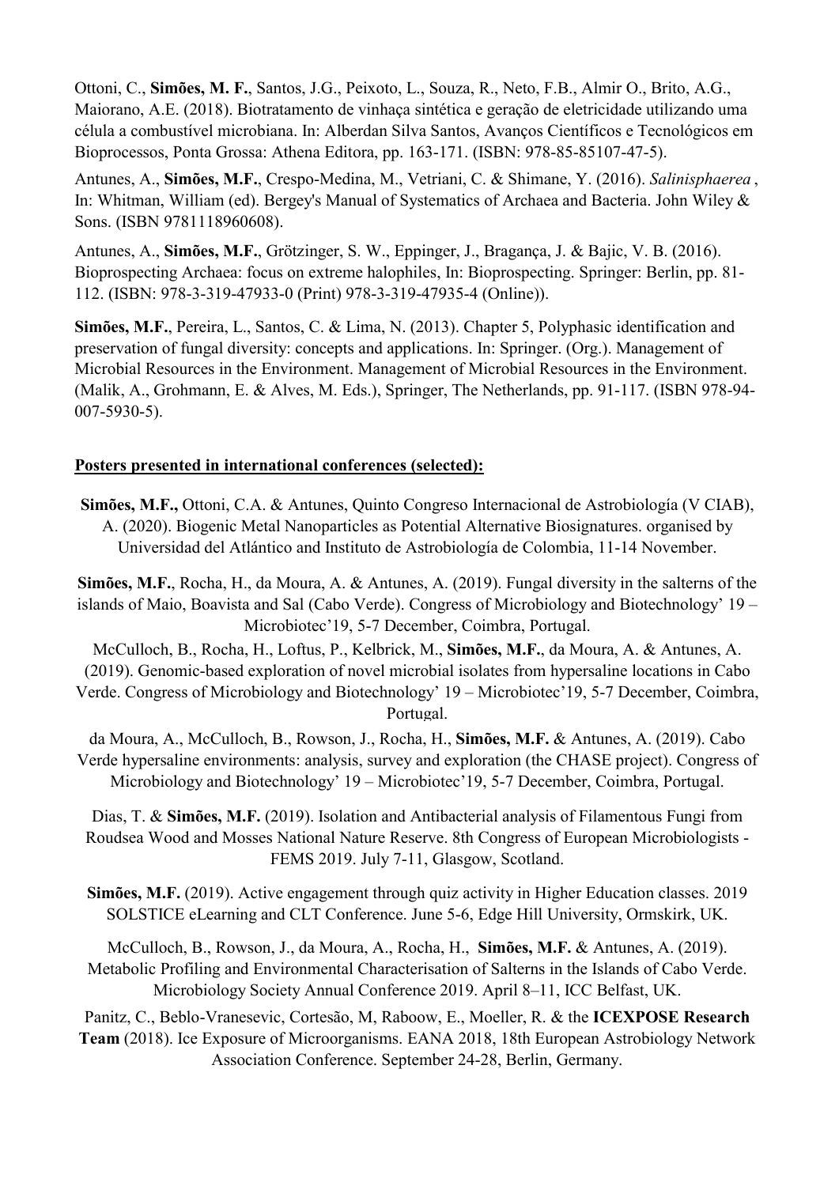Ottoni, C., **Simões, M. F.**, Santos, J.G., Peixoto, L., Souza, R., Neto, F.B., Almir O., Brito, A.G., Maiorano, A.E. (2018). Biotratamento de vinhaça sintética e geração de eletricidade utilizando uma célula a combustível microbiana. In: Alberdan Silva Santos, Avanços Científicos e Tecnológicos em Bioprocessos, Ponta Grossa: Athena Editora, pp. 163-171. (ISBN: 978-85-85107-47-5).

Antunes, A., **Simões, M.F.**, Crespo-Medina, M., Vetriani, C. & Shimane, Y. (2016). *Salinisphaerea* , In: Whitman, William (ed). Bergey's Manual of Systematics of Archaea and Bacteria. John Wiley & Sons. (ISBN 9781118960608).

Antunes, A., **Simões, M.F.**, Grötzinger, S. W., Eppinger, J., Bragança, J. & Bajic, V. B. (2016). Bioprospecting Archaea: focus on extreme halophiles, In: Bioprospecting. Springer: Berlin, pp. 81-112. (ISBN: 978-3-319-47933-0 (Print) 978-3-319-47935-4 (Online)).

**Simões, M.F.**, Pereira, L., Santos, C. & Lima, N. (2013). Chapter 5, Polyphasic identification and preservation of fungal diversity: concepts and applications. In: Springer. (Org.). Management of Microbial Resources in the Environment. Management of Microbial Resources in the Environment. (Malik, A., Grohmann, E. & Alves, M. Eds.), Springer, The Netherlands, pp. 91-117. (ISBN 978-94-007-5930-5).

**Posters presented in international conferences (selected):**

**Simões, M.F.,** Ottoni, C.A. & Antunes, Quinto Congreso Internacional de Astrobiología (V CIAB), A. (2020). Biogenic Metal Nanoparticles as Potential Alternative Biosignatures. organised by Universidad del Atlántico and Instituto de Astrobiología de Colombia, 11-14 November.

**Simões, M.F.**, Rocha, H., da Moura, A. & Antunes, A. (2019). Fungal diversity in the salterns of the islands of Maio, Boavista and Sal (Cabo Verde). Congress of Microbiology and Biotechnology' 19 – Microbiotec'19, 5-7 December, Coimbra, Portugal.

McCulloch, B., Rocha, H., Loftus, P., Kelbrick, M., **Simões, M.F.**, da Moura, A. & Antunes, A. (2019). Genomic-based exploration of novel microbial isolates from hypersaline locations in Cabo Verde. Congress of Microbiology and Biotechnology' 19 – Microbiotec'19, 5-7 December, Coimbra, Portugal.

da Moura, A., McCulloch, B., Rowson, J., Rocha, H., **Simões, M.F.** & Antunes, A. (2019). Cabo Verde hypersaline environments: analysis, survey and exploration (the CHASE project). Congress of Microbiology and Biotechnology' 19 – Microbiotec'19, 5-7 December, Coimbra, Portugal.

Dias, T. & **Simões, M.F.** (2019). Isolation and Antibacterial analysis of Filamentous Fungi from Roudsea Wood and Mosses National Nature Reserve. 8th Congress of European Microbiologists - FEMS 2019. July 7-11, Glasgow, Scotland.

**Simões, M.F.** (2019). Active engagement through quiz activity in Higher Education classes. 2019 SOLSTICE eLearning and CLT Conference. June 5-6, Edge Hill University, Ormskirk, UK.

McCulloch, B., Rowson, J., da Moura, A., Rocha, H., **Simões, M.F.** & Antunes, A. (2019). Metabolic Profiling and Environmental Characterisation of Salterns in the Islands of Cabo Verde. Microbiology Society Annual Conference 2019. April 8–11, ICC Belfast, UK.

Panitz, C., Beblo-Vranesevic, Cortesão, M, Raboow, E., Moeller, R. & the **ICEXPOSE Research Team** (2018). Ice Exposure of Microorganisms. EANA 2018, 18th European Astrobiology Network Association Conference. September 24-28, Berlin, Germany.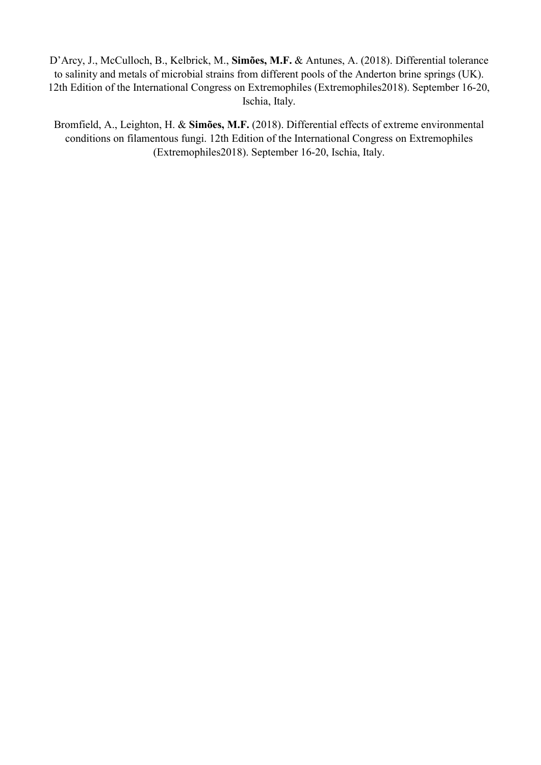D'Arcy, J., McCulloch, B., Kelbrick, M., **Simões, M.F.** & Antunes, A. (2018). Differential tolerance to salinity and metals of microbial strains from different pools of the Anderton brine springs (UK). 12th Edition of the International Congress on Extremophiles (Extremophiles2018). September 16-20, Ischia, Italy.

Bromfield, A., Leighton, H. & **Simões, M.F.** (2018). Differential effects of extreme environmental conditions on filamentous fungi. 12th Edition of the International Congress on Extremophiles (Extremophiles2018). September 16-20, Ischia, Italy.